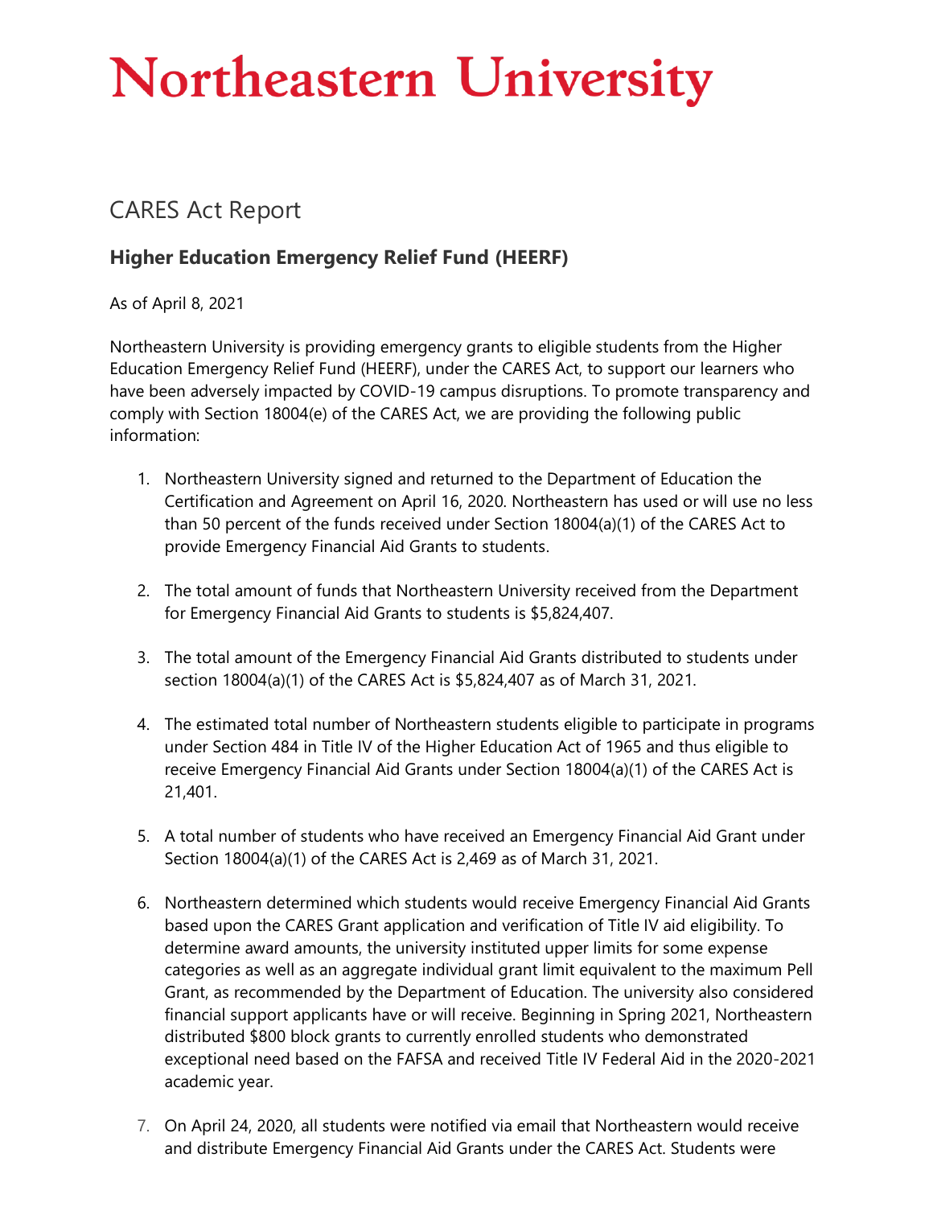# Northeastern University

## CARES Act Report

### Higher Education Emergency Relief Fund (HEERF)

As of April 8, 2021

Northeastern University is providing emergency grants to eligible students from the Higher Education Emergency Relief Fund (HEERF), under the CARES Act, to support our learners who have been adversely impacted by COVID-19 campus disruptions. To promote transparency and comply with Section 18004(e) of the CARES Act, we are providing the following public information:

1. Northeastern University signed and returned to the Department of Education the Certification and Agreement on April 16, 2020. Northeastern has used or will use no less than 50 percent of the funds received under Section 18004(a)(1) of the CARES Act to provide Emergency Financial Aid Grants to students.

2. The total amount of funds that Northeastern University received from the Department for Emergency Financial Aid Grants to students is $5,824,407.

3. The total amount of the Emergency Financial Aid Grants distributed to students under section 18004(a)(1) of the CARES Act is $5,824,407 as of March 31, 2021.

4. The estimated total number of Northeastern students eligible to participate in programs under Section 484 in Title IV of the Higher Education Act of 1965 and thus eligible to receive Emergency Financial Aid Grants under Section 18004(a)(1) of the CARES Act is 21,401.

5. A total number of students who have received an Emergency Financial Aid Grant under Section 18004(a)(1) of the CARES Act is 2,469 as of March 31, 2021.

6. Northeastern determined which students would receive Emergency Financial Aid Grants based upon the CARES Grant application and verification of Title IV aid eligibility. To determine award amounts, the university instituted upper limits for some expense categories as well as an aggregate individual grant limit equivalent to the maximum Pell Grant, as recommended by the Department of Education. The university also considered financial support applicants have or will receive. Beginning in Spring 2021, Northeastern distributed $800 block grants to currently enrolled students who demonstrated exceptional need based on the FAFSA and received Title IV Federal Aid in the 2020-2021 academic year.

7. On April 24, 2020, all students were notified via email that Northeastern would receive and distribute Emergency Financial Aid Grants under the CARES Act. Students were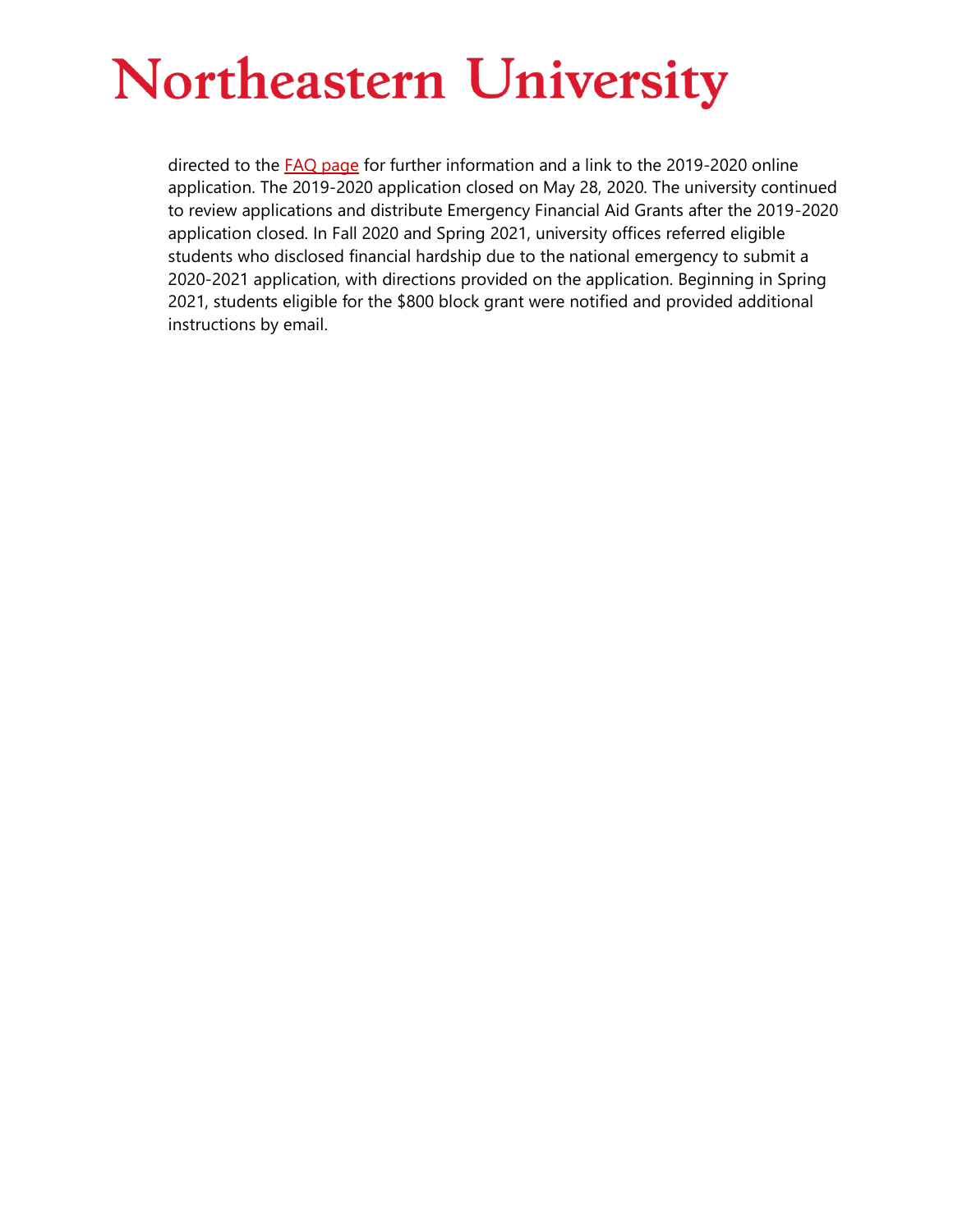directed to the FAQ page for further information and a link to the 2019-2020 online application. The 2019-2020 application closed on May 28, 2020. The university continued to review applications and distribute Emergency Financial Aid Grants after the 2019-2020 application closed. In Fall 2020 and Spring 2021, university offices referred eligible students who disclosed financial hardship due to the national emergency to submit a 2020-2021 application, with directions provided on the application. Beginning in Spring 2021, students eligible for the $800 block grant were notified and provided additional instructions by email.